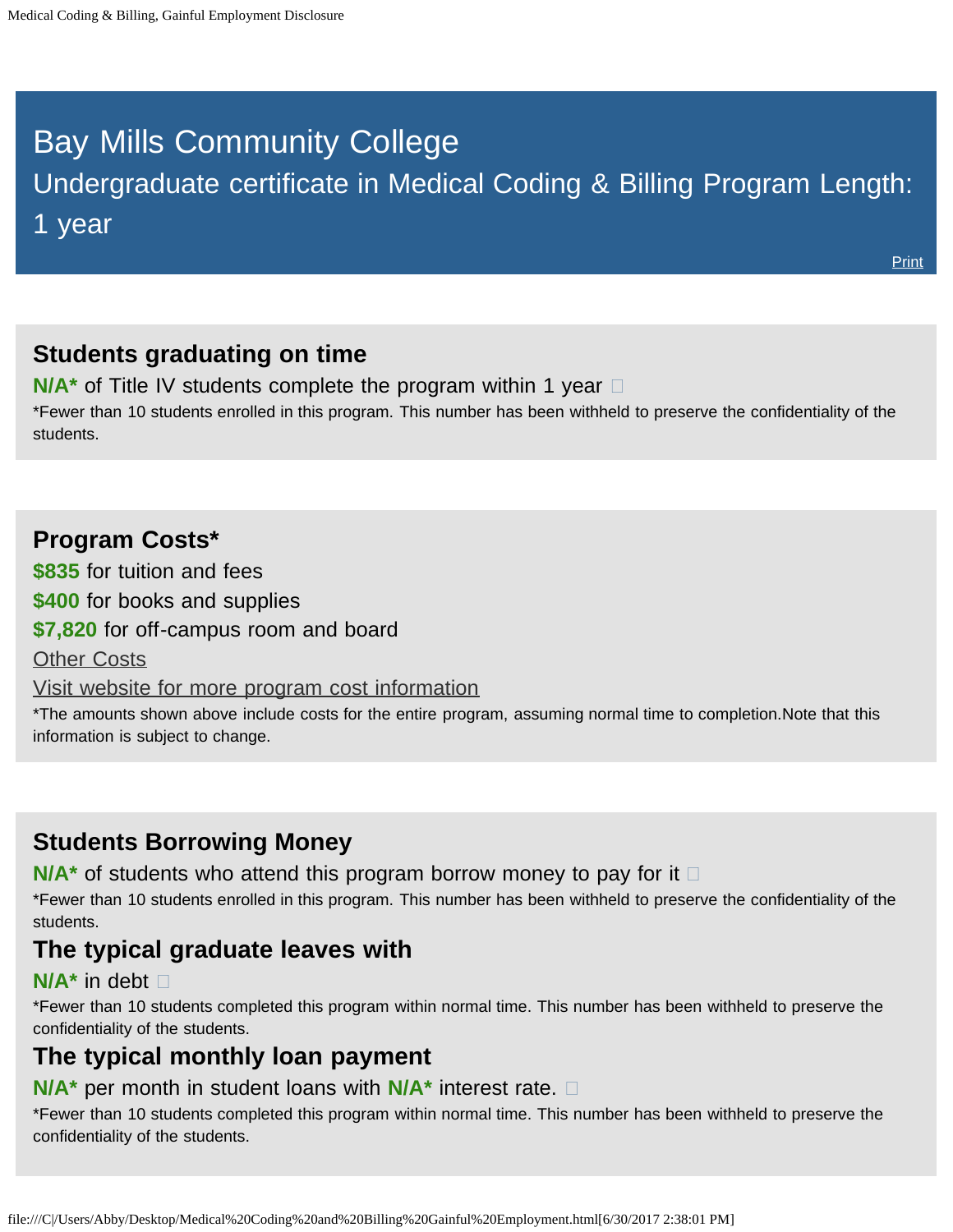# Bay Mills Community College

## Undergraduate certificate in Medical Coding & Billing Program Length: 1 year

Print

### Students graduating on time

**N/A*** of Title IV students complete the program within 1 year

*Fewer than 10 students enrolled in this program. This number has been withheld to preserve the confidentiality of the students.

### Program Costs*

**$835** for tuition and fees

**$400** for books and supplies

**$7,820** for off-campus room and board

Other Costs

Visit website for more program cost information

*The amounts shown above include costs for the entire program, assuming normal time to completion.Note that this information is subject to change.

### Students Borrowing Money

**N/A*** of students who attend this program borrow money to pay for it

*Fewer than 10 students enrolled in this program. This number has been withheld to preserve the confidentiality of the students.

### The typical graduate leaves with

**N/A*** in debt

*Fewer than 10 students completed this program within normal time. This number has been withheld to preserve the confidentiality of the students.

### The typical monthly loan payment

**N/A*** per month in student loans with **N/A*** interest rate.

*Fewer than 10 students completed this program within normal time. This number has been withheld to preserve the confidentiality of the students.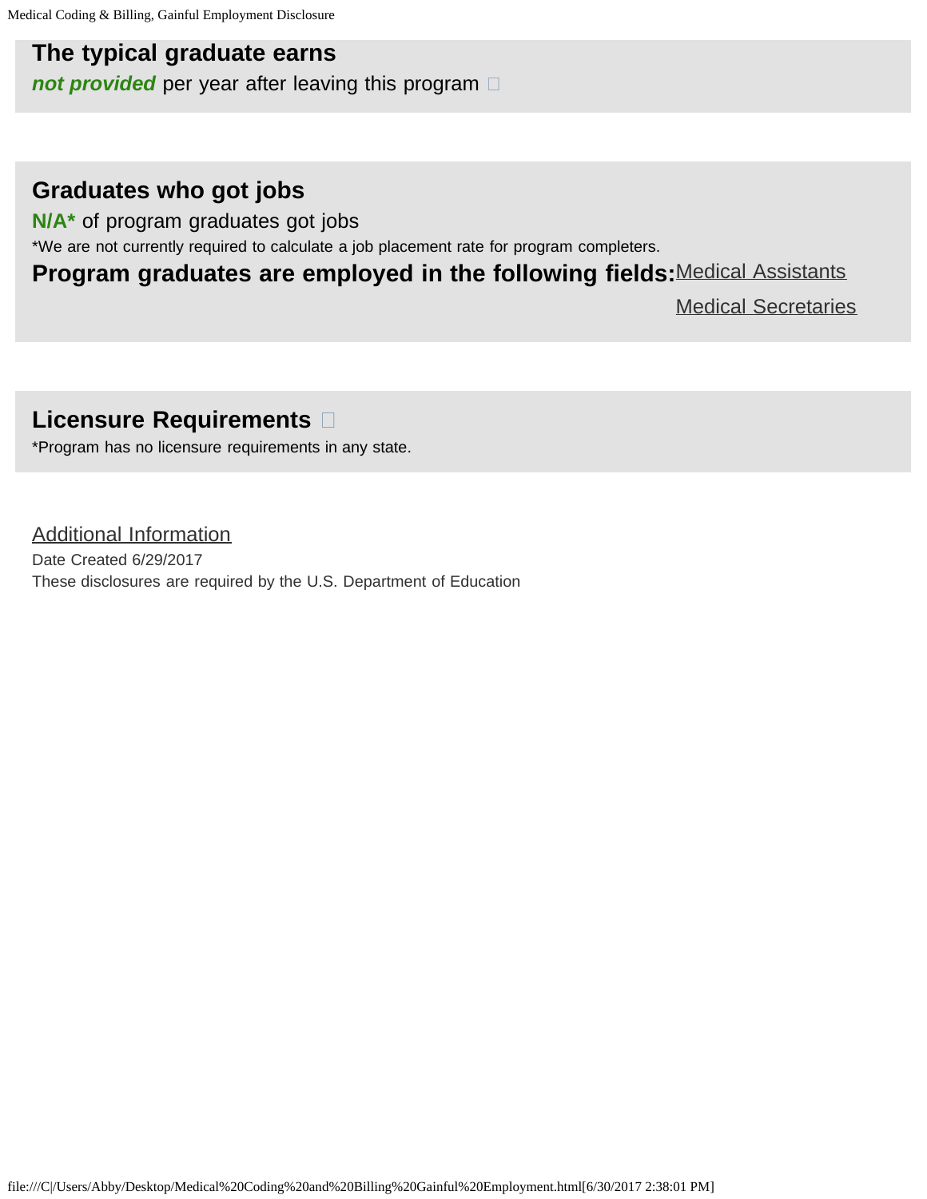## The typical graduate earns

***not provided*** per year after leaving this program

## Graduates who got jobs

**N/A*** of program graduates got jobs

*We are not currently required to calculate a job placement rate for program completers.

**Program graduates are employed in the following fields:** Medical Assistants

Medical Secretaries

## Licensure Requirements

*Program has no licensure requirements in any state.

Additional Information

Date Created 6/29/2017

These disclosures are required by the U.S. Department of Education